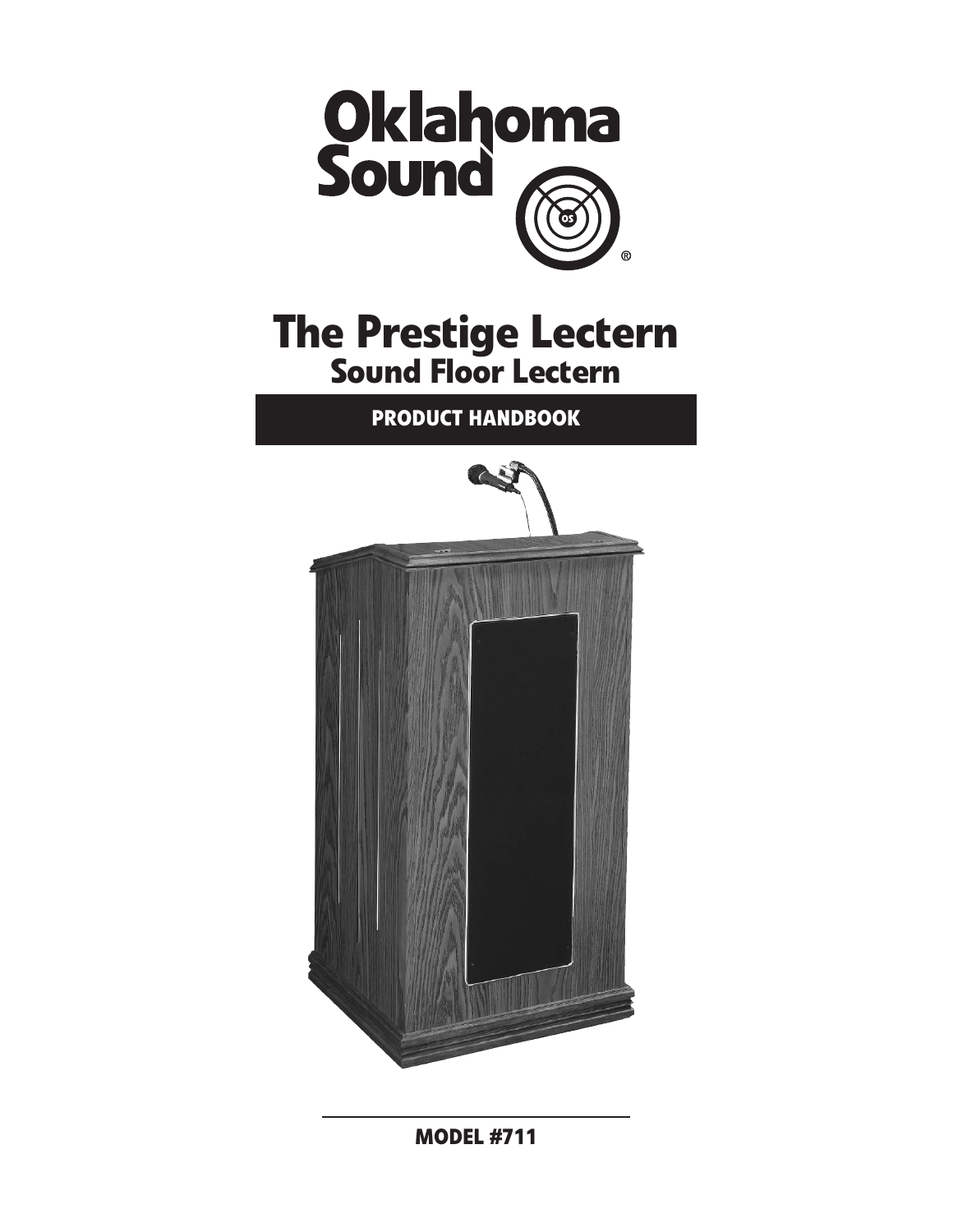Oklahoma Sound®

# The Prestige Lectern

## Sound Floor Lectern

**PRODUCT HANDBOOK**

**MODEL #711**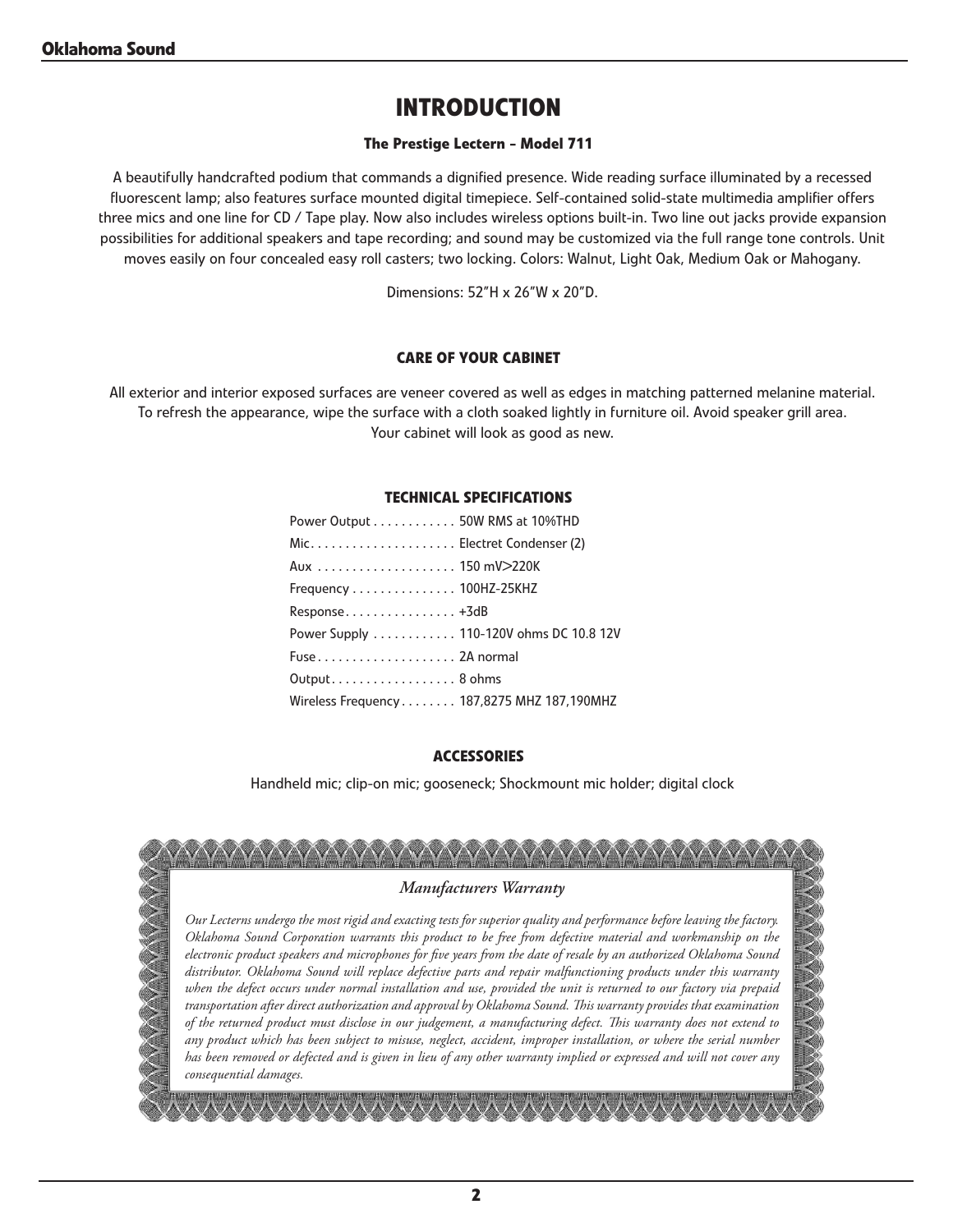# INTRODUCTION

### The Prestige Lectern - Model 711

A beautifully handcrafted podium that commands a dignified presence. Wide reading surface illuminated by a recessed fluorescent lamp; also features surface mounted digital timepiece. Self-contained solid-state multimedia amplifier offers three mics and one line for CD / Tape play. Now also includes wireless options built-in. Two line out jacks provide expansion possibilities for additional speakers and tape recording; and sound may be customized via the full range tone controls. Unit moves easily on four concealed easy roll casters; two locking. Colors: Walnut, Light Oak, Medium Oak or Mahogany.

Dimensions: 52"H x 26"W x 20"D.

## CARE OF YOUR CABINET

All exterior and interior exposed surfaces are veneer covered as well as edges in matching patterned melanine material. To refresh the appearance, wipe the surface with a cloth soaked lightly in furniture oil. Avoid speaker grill area. Your cabinet will look as good as new.

## TECHNICAL SPECIFICATIONS

| Specification | Value |
|---|---|
| Power Output | 50W RMS at 10%THD |
| Mic | Electret Condenser (2) |
| Aux | 150 mV>220K |
| Frequency | 100HZ-25KHZ |
| Response | +3dB |
| Power Supply | 110-120V ohms DC 10.8 12V |
| Fuse | 2A normal |
| Output | 8 ohms |
| Wireless Frequency | 187,8275 MHZ 187,190MHZ |

## ACCESSORIES

Handheld mic; clip-on mic; gooseneck; Shockmount mic holder; digital clock

### *Manufacturers Warranty*

*Our Lecterns undergo the most rigid and exacting tests for superior quality and performance before leaving the factory. Oklahoma Sound Corporation warrants this product to be free from defective material and workmanship on the electronic product speakers and microphones for five years from the date of resale by an authorized Oklahoma Sound distributor. Oklahoma Sound will replace defective parts and repair malfunctioning products under this warranty when the defect occurs under normal installation and use, provided the unit is returned to our factory via prepaid transportation after direct authorization and approval by Oklahoma Sound. This warranty provides that examination of the returned product must disclose in our judgement, a manufacturing defect. This warranty does not extend to any product which has been subject to misuse, neglect, accident, improper installation, or where the serial number has been removed or defected and is given in lieu of any other warranty implied or expressed and will not cover any consequential damages.*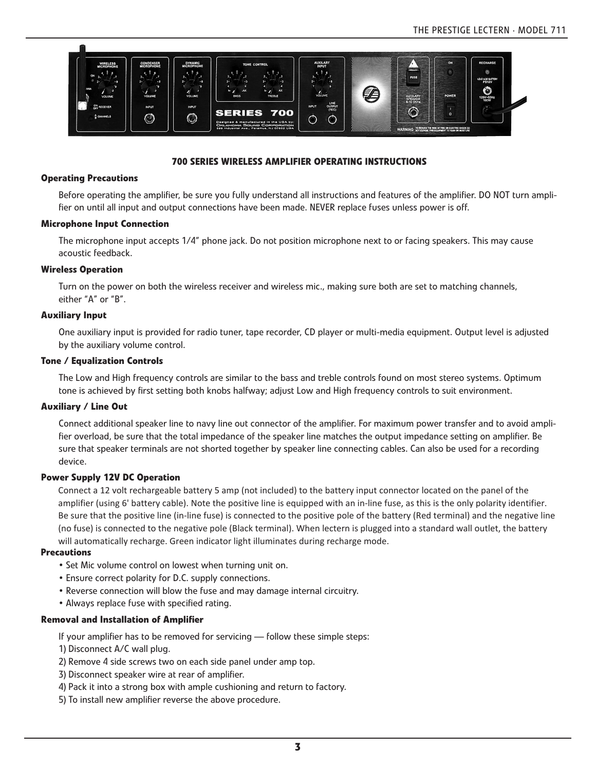## 700 SERIES WIRELESS AMPLIFIER OPERATING INSTRUCTIONS

### Operating Precautions

Before operating the amplifier, be sure you fully understand all instructions and features of the amplifier. DO NOT turn amplifier on until all input and output connections have been made. NEVER replace fuses unless power is off.

### Microphone Input Connection

The microphone input accepts 1/4" phone jack. Do not position microphone next to or facing speakers. This may cause acoustic feedback.

### Wireless Operation

Turn on the power on both the wireless receiver and wireless mic., making sure both are set to matching channels, either "A" or "B".

### Auxiliary Input

One auxiliary input is provided for radio tuner, tape recorder, CD player or multi-media equipment. Output level is adjusted by the auxiliary volume control.

### Tone / Equalization Controls

The Low and High frequency controls are similar to the bass and treble controls found on most stereo systems. Optimum tone is achieved by first setting both knobs halfway; adjust Low and High frequency controls to suit environment.

### Auxiliary / Line Out

Connect additional speaker line to navy line out connector of the amplifier. For maximum power transfer and to avoid amplifier overload, be sure that the total impedance of the speaker line matches the output impedance setting on amplifier. Be sure that speaker terminals are not shorted together by speaker line connecting cables. Can also be used for a recording device.

### Power Supply 12V DC Operation

Connect a 12 volt rechargeable battery 5 amp (not included) to the battery input connector located on the panel of the amplifier (using 6' battery cable). Note the positive line is equipped with an in-line fuse, as this is the only polarity identifier. Be sure that the positive line (in-line fuse) is connected to the positive pole of the battery (Red terminal) and the negative line (no fuse) is connected to the negative pole (Black terminal). When lectern is plugged into a standard wall outlet, the battery will automatically recharge. Green indicator light illuminates during recharge mode.

### Precautions

- Set Mic volume control on lowest when turning unit on.
- Ensure correct polarity for D.C. supply connections.
- Reverse connection will blow the fuse and may damage internal circuitry.
- Always replace fuse with specified rating.

### Removal and Installation of Amplifier

If your amplifier has to be removed for servicing — follow these simple steps:

1) Disconnect A/C wall plug.
2) Remove 4 side screws two on each side panel under amp top.
3) Disconnect speaker wire at rear of amplifier.
4) Pack it into a strong box with ample cushioning and return to factory.
5) To install new amplifier reverse the above procedure.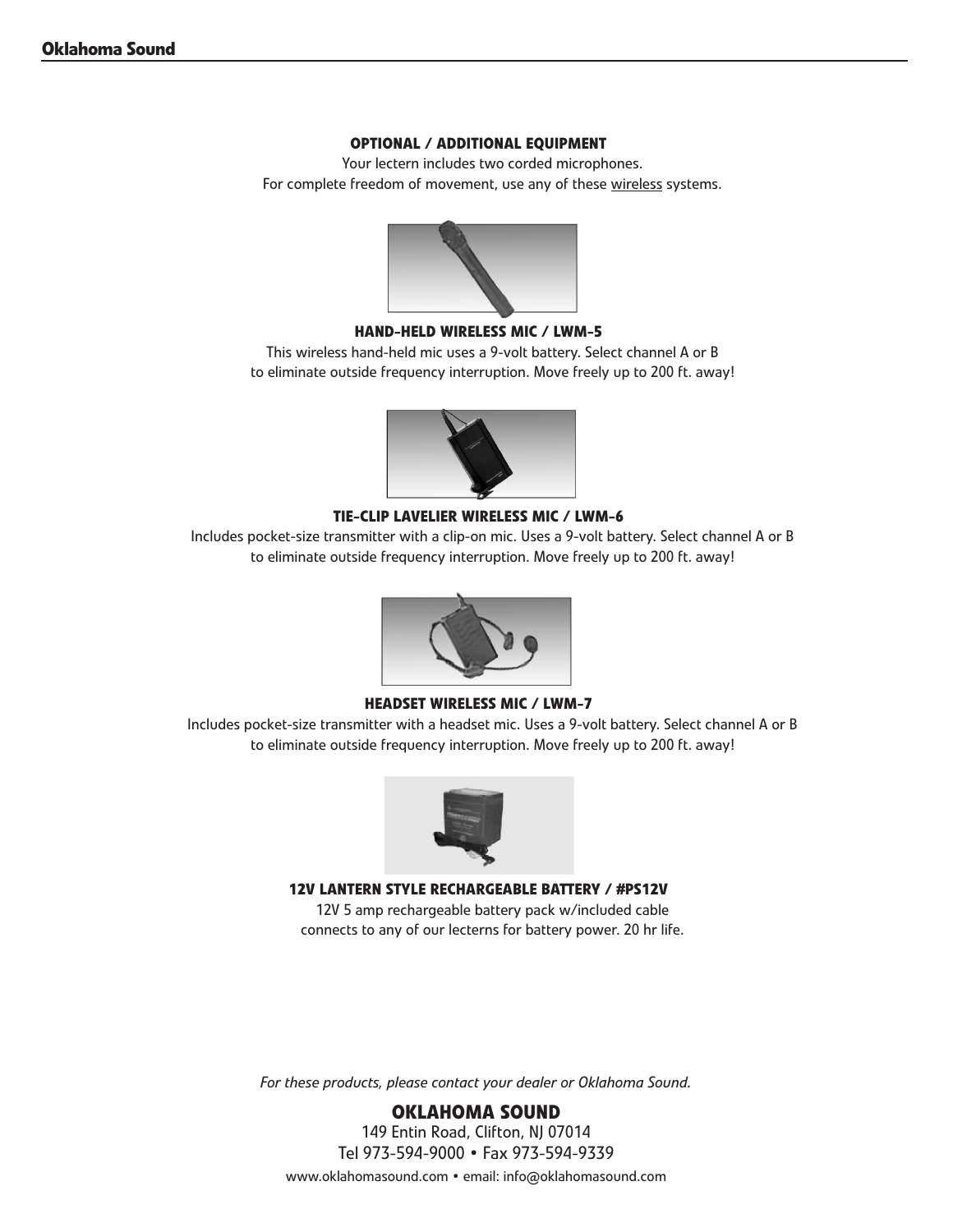## OPTIONAL / ADDITIONAL EQUIPMENT

Your lectern includes two corded microphones.
For complete freedom of movement, use any of these wireless systems.

### HAND-HELD WIRELESS MIC / LWM-5

This wireless hand-held mic uses a 9-volt battery. Select channel A or B to eliminate outside frequency interruption. Move freely up to 200 ft. away!

### TIE-CLIP LAVELIER WIRELESS MIC / LWM-6

Includes pocket-size transmitter with a clip-on mic. Uses a 9-volt battery. Select channel A or B to eliminate outside frequency interruption. Move freely up to 200 ft. away!

### HEADSET WIRELESS MIC / LWM-7

Includes pocket-size transmitter with a headset mic. Uses a 9-volt battery. Select channel A or B to eliminate outside frequency interruption. Move freely up to 200 ft. away!

### 12V LANTERN STYLE RECHARGEABLE BATTERY / #PS12V

12V 5 amp rechargeable battery pack w/included cable connects to any of our lecterns for battery power. 20 hr life.

*For these products, please contact your dealer or Oklahoma Sound.*

**OKLAHOMA SOUND**
149 Entin Road, Clifton, NJ 07014
Tel 973-594-9000 • Fax 973-594-9339
www.oklahomasound.com • email: info@oklahomasound.com